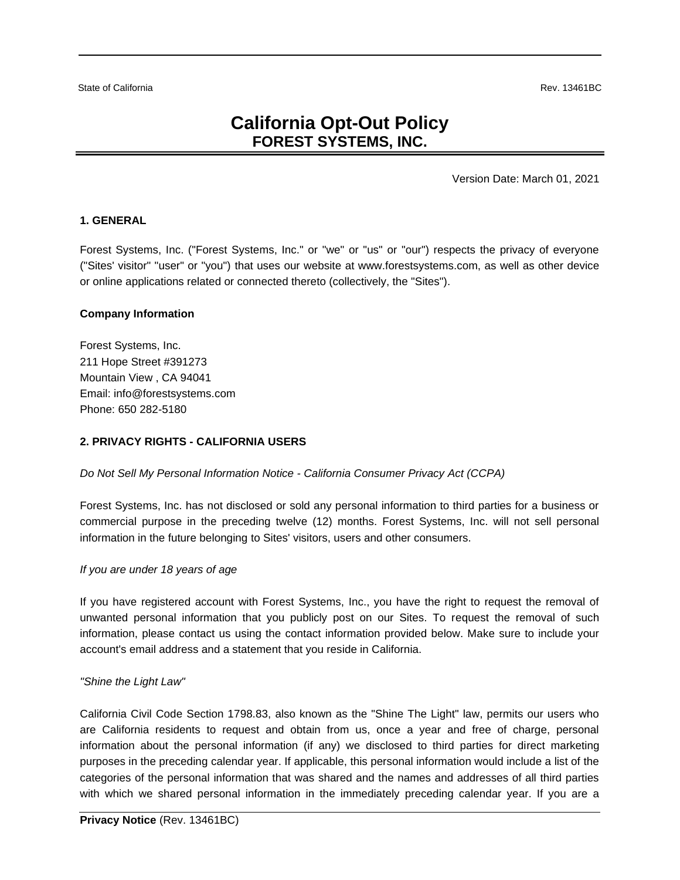State of California Rev. 13461BC

# California Opt-Out Policy
## FOREST SYSTEMS, INC.

Version Date: March 01, 2021

### 1. GENERAL

Forest Systems, Inc. ("Forest Systems, Inc." or "we" or "us" or "our") respects the privacy of everyone ("Sites' visitor" "user" or "you") that uses our website at www.forestsystems.com, as well as other device or online applications related or connected thereto (collectively, the "Sites").

**Company Information**

Forest Systems, Inc.
211 Hope Street #391273
Mountain View , CA 94041
Email: info@forestsystems.com
Phone: 650 282-5180

### 2. PRIVACY RIGHTS - CALIFORNIA USERS

*Do Not Sell My Personal Information Notice - California Consumer Privacy Act (CCPA)*

Forest Systems, Inc. has not disclosed or sold any personal information to third parties for a business or commercial purpose in the preceding twelve (12) months. Forest Systems, Inc. will not sell personal information in the future belonging to Sites' visitors, users and other consumers.

*If you are under 18 years of age*

If you have registered account with Forest Systems, Inc., you have the right to request the removal of unwanted personal information that you publicly post on our Sites. To request the removal of such information, please contact us using the contact information provided below. Make sure to include your account's email address and a statement that you reside in California.

*"Shine the Light Law"*

California Civil Code Section 1798.83, also known as the "Shine The Light" law, permits our users who are California residents to request and obtain from us, once a year and free of charge, personal information about the personal information (if any) we disclosed to third parties for direct marketing purposes in the preceding calendar year. If applicable, this personal information would include a list of the categories of the personal information that was shared and the names and addresses of all third parties with which we shared personal information in the immediately preceding calendar year. If you are a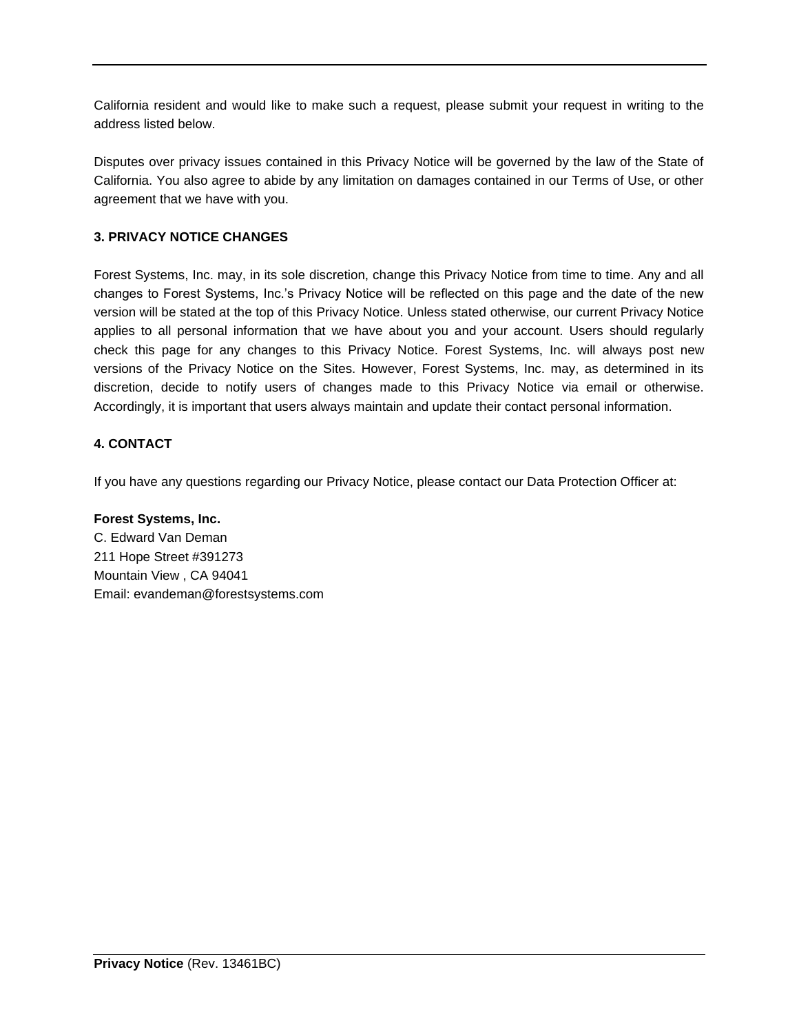California resident and would like to make such a request, please submit your request in writing to the address listed below.

Disputes over privacy issues contained in this Privacy Notice will be governed by the law of the State of California. You also agree to abide by any limitation on damages contained in our Terms of Use, or other agreement that we have with you.

**3. PRIVACY NOTICE CHANGES**

Forest Systems, Inc. may, in its sole discretion, change this Privacy Notice from time to time. Any and all changes to Forest Systems, Inc.'s Privacy Notice will be reflected on this page and the date of the new version will be stated at the top of this Privacy Notice. Unless stated otherwise, our current Privacy Notice applies to all personal information that we have about you and your account. Users should regularly check this page for any changes to this Privacy Notice. Forest Systems, Inc. will always post new versions of the Privacy Notice on the Sites. However, Forest Systems, Inc. may, as determined in its discretion, decide to notify users of changes made to this Privacy Notice via email or otherwise. Accordingly, it is important that users always maintain and update their contact personal information.

**4. CONTACT**

If you have any questions regarding our Privacy Notice, please contact our Data Protection Officer at:

**Forest Systems, Inc.**
C. Edward Van Deman
211 Hope Street #391273
Mountain View , CA 94041
Email: evandeman@forestsystems.com